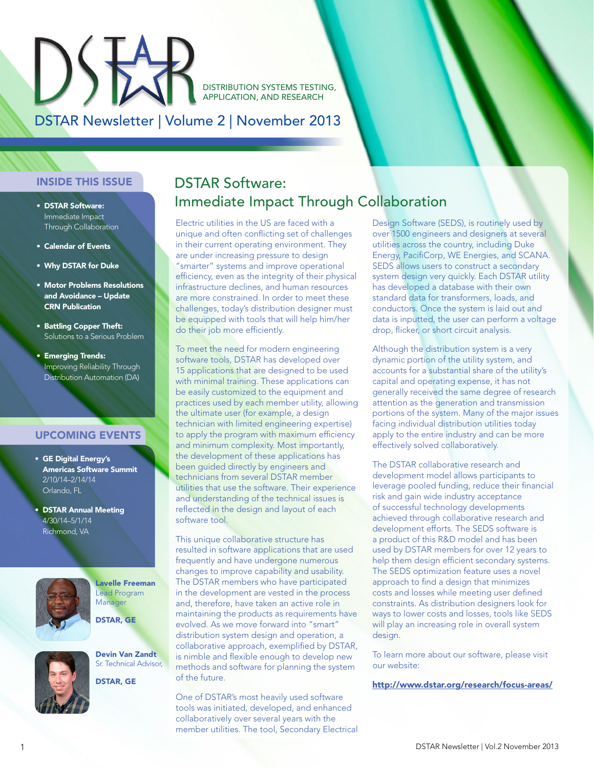# DSTAR

DISTRIBUTION SYSTEMS TESTING, APPLICATION, AND RESEARCH

DSTAR Newsletter | Volume 2 | November 2013

## INSIDE THIS ISSUE

- **DSTAR Software:** Immediate Impact Through Collaboration
- **Calendar of Events**
- **Why DSTAR for Duke**
- **Motor Problems Resolutions and Avoidance – Update CRN Publication**
- **Battling Copper Theft:** Solutions to a Serious Problem
- **Emerging Trends:** Improving Reliability Through Distribution Automation (DA)

## UPCOMING EVENTS

- **GE Digital Energy's Americas Software Summit**
  2/10/14–2/14/14
  Orlando, FL
- **DSTAR Annual Meeting**
  4/30/14–5/1/14
  Richmond, VA

**Lavelle Freeman**
Lead Program Manager
**DSTAR, GE**

**Devin Van Zandt**
Sr. Technical Advisor,
**DSTAR, GE**

## DSTAR Software: Immediate Impact Through Collaboration

Electric utilities in the US are faced with a unique and often conflicting set of challenges in their current operating environment. They are under increasing pressure to design "smarter" systems and improve operational efficiency, even as the integrity of their physical infrastructure declines, and human resources are more constrained. In order to meet these challenges, today's distribution designer must be equipped with tools that will help him/her do their job more efficiently.

To meet the need for modern engineering software tools, DSTAR has developed over 15 applications that are designed to be used with minimal training. These applications can be easily customized to the equipment and practices used by each member utility, allowing the ultimate user (for example, a design technician with limited engineering expertise) to apply the program with maximum efficiency and minimum complexity. Most importantly, the development of these applications has been guided directly by engineers and technicians from several DSTAR member utilities that use the software. Their experience and understanding of the technical issues is reflected in the design and layout of each software tool.

This unique collaborative structure has resulted in software applications that are used frequently and have undergone numerous changes to improve capability and usability. The DSTAR members who have participated in the development are vested in the process and, therefore, have taken an active role in maintaining the products as requirements have evolved. As we move forward into "smart" distribution system design and operation, a collaborative approach, exemplified by DSTAR, is nimble and flexible enough to develop new methods and software for planning the system of the future.

One of DSTAR's most heavily used software tools was initiated, developed, and enhanced collaboratively over several years with the member utilities. The tool, Secondary Electrical Design Software (SEDS), is routinely used by over 1500 engineers and designers at several utilities across the country, including Duke Energy, PacifiCorp, WE Energies, and SCANA. SEDS allows users to construct a secondary system design very quickly. Each DSTAR utility has developed a database with their own standard data for transformers, loads, and conductors. Once the system is laid out and data is inputted, the user can perform a voltage drop, flicker, or short circuit analysis.

Although the distribution system is a very dynamic portion of the utility system, and accounts for a substantial share of the utility's capital and operating expense, it has not generally received the same degree of research attention as the generation and transmission portions of the system. Many of the major issues facing individual distribution utilities today apply to the entire industry and can be more effectively solved collaboratively.

The DSTAR collaborative research and development model allows participants to leverage pooled funding, reduce their financial risk and gain wide industry acceptance of successful technology developments achieved through collaborative research and development efforts. The SEDS software is a product of this R&D model and has been used by DSTAR members for over 12 years to help them design efficient secondary systems. The SEDS optimization feature uses a novel approach to find a design that minimizes costs and losses while meeting user defined constraints. As distribution designers look for ways to lower costs and losses, tools like SEDS will play an increasing role in overall system design.

To learn more about our software, please visit our website:

**http://www.dstar.org/research/focus-areas/**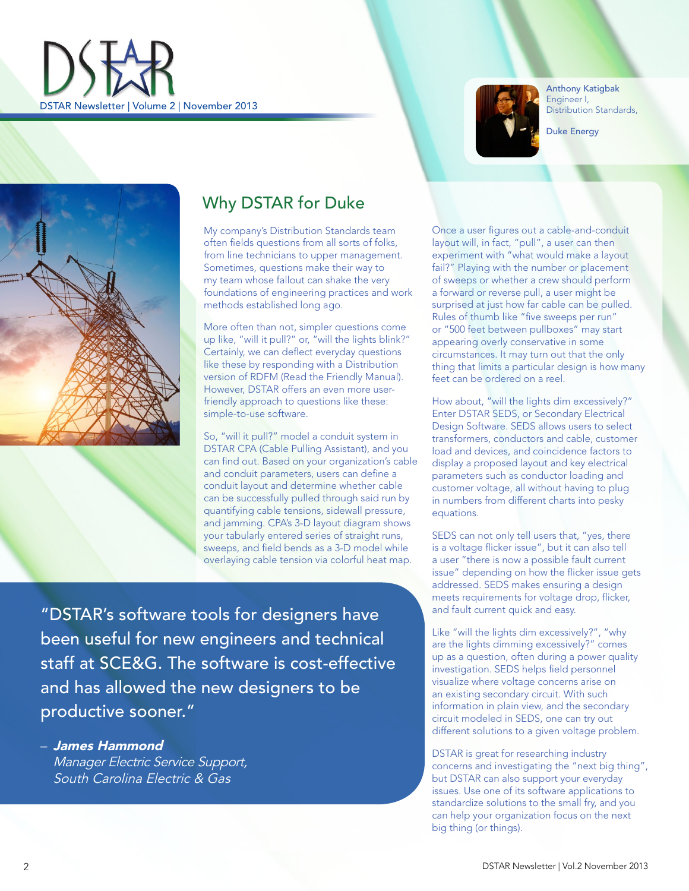Anthony Katigbak
Engineer I,
Distribution Standards,

Duke Energy

## Why DSTAR for Duke

My company's Distribution Standards team often fields questions from all sorts of folks, from line technicians to upper management. Sometimes, questions make their way to my team whose fallout can shake the very foundations of engineering practices and work methods established long ago.

More often than not, simpler questions come up like, "will it pull?" or, "will the lights blink?" Certainly, we can deflect everyday questions like these by responding with a Distribution version of RDFM (Read the Friendly Manual). However, DSTAR offers an even more user-friendly approach to questions like these: simple-to-use software.

So, "will it pull?" model a conduit system in DSTAR CPA (Cable Pulling Assistant), and you can find out. Based on your organization's cable and conduit parameters, users can define a conduit layout and determine whether cable can be successfully pulled through said run by quantifying cable tensions, sidewall pressure, and jamming. CPA's 3-D layout diagram shows your tabularly entered series of straight runs, sweeps, and field bends as a 3-D model while overlaying cable tension via colorful heat map.

Once a user figures out a cable-and-conduit layout will, in fact, "pull", a user can then experiment with "what would make a layout fail?" Playing with the number or placement of sweeps or whether a crew should perform a forward or reverse pull, a user might be surprised at just how far cable can be pulled. Rules of thumb like "five sweeps per run" or "500 feet between pullboxes" may start appearing overly conservative in some circumstances. It may turn out that the only thing that limits a particular design is how many feet can be ordered on a reel.

How about, "will the lights dim excessively?" Enter DSTAR SEDS, or Secondary Electrical Design Software. SEDS allows users to select transformers, conductors and cable, customer load and devices, and coincidence factors to display a proposed layout and key electrical parameters such as conductor loading and customer voltage, all without having to plug in numbers from different charts into pesky equations.

SEDS can not only tell users that, "yes, there is a voltage flicker issue", but it can also tell a user "there is now a possible fault current issue" depending on how the flicker issue gets addressed. SEDS makes ensuring a design meets requirements for voltage drop, flicker, and fault current quick and easy.

Like "will the lights dim excessively?", "why are the lights dimming excessively?" comes up as a question, often during a power quality investigation. SEDS helps field personnel visualize where voltage concerns arise on an existing secondary circuit. With such information in plain view, and the secondary circuit modeled in SEDS, one can try out different solutions to a given voltage problem.

DSTAR is great for researching industry concerns and investigating the "next big thing", but DSTAR can also support your everyday issues. Use one of its software applications to standardize solutions to the small fry, and you can help your organization focus on the next big thing (or things).

"DSTAR's software tools for designers have been useful for new engineers and technical staff at SCE&G. The software is cost-effective and has allowed the new designers to be productive sooner."

– ***James Hammond***
*Manager Electric Service Support,*
*South Carolina Electric & Gas*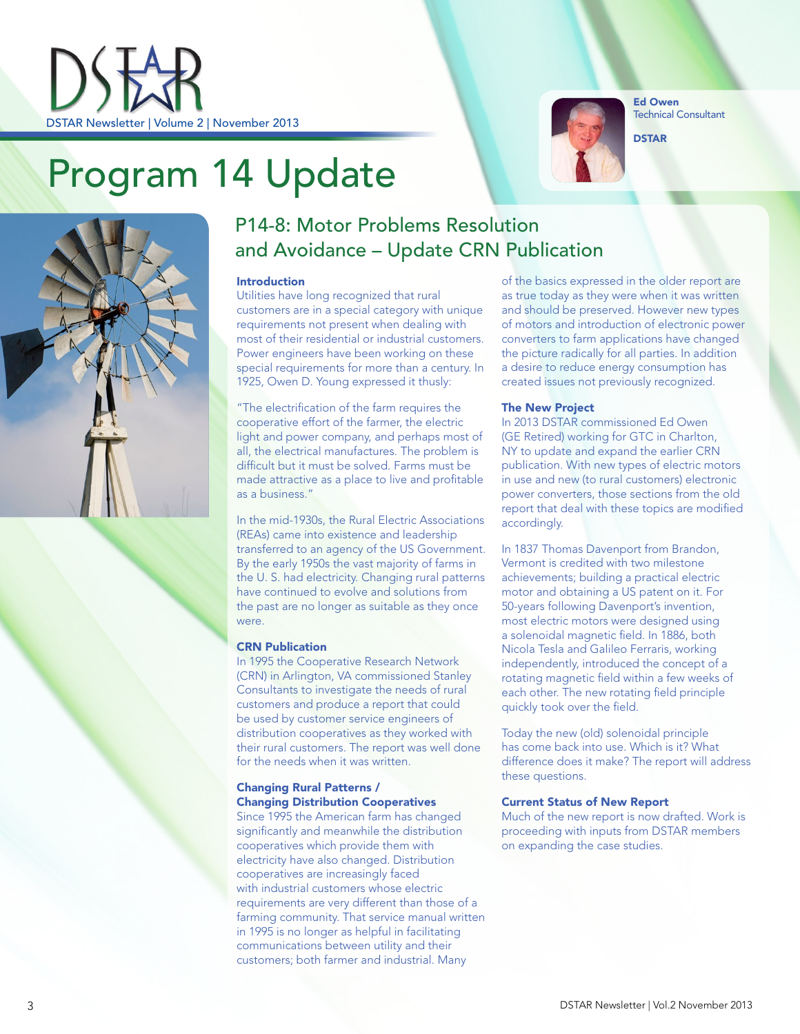# Program 14 Update

Ed Owen
Technical Consultant

DSTAR

## P14-8: Motor Problems Resolution and Avoidance – Update CRN Publication

### Introduction

Utilities have long recognized that rural customers are in a special category with unique requirements not present when dealing with most of their residential or industrial customers. Power engineers have been working on these special requirements for more than a century. In 1925, Owen D. Young expressed it thusly:

"The electrification of the farm requires the cooperative effort of the farmer, the electric light and power company, and perhaps most of all, the electrical manufactures. The problem is difficult but it must be solved. Farms must be made attractive as a place to live and profitable as a business."

In the mid-1930s, the Rural Electric Associations (REAs) came into existence and leadership transferred to an agency of the US Government. By the early 1950s the vast majority of farms in the U. S. had electricity. Changing rural patterns have continued to evolve and solutions from the past are no longer as suitable as they once were.

### CRN Publication

In 1995 the Cooperative Research Network (CRN) in Arlington, VA commissioned Stanley Consultants to investigate the needs of rural customers and produce a report that could be used by customer service engineers of distribution cooperatives as they worked with their rural customers. The report was well done for the needs when it was written.

### Changing Rural Patterns / Changing Distribution Cooperatives

Since 1995 the American farm has changed significantly and meanwhile the distribution cooperatives which provide them with electricity have also changed. Distribution cooperatives are increasingly faced with industrial customers whose electric requirements are very different than those of a farming community. That service manual written in 1995 is no longer as helpful in facilitating communications between utility and their customers; both farmer and industrial. Many of the basics expressed in the older report are as true today as they were when it was written and should be preserved. However new types of motors and introduction of electronic power converters to farm applications have changed the picture radically for all parties. In addition a desire to reduce energy consumption has created issues not previously recognized.

### The New Project

In 2013 DSTAR commissioned Ed Owen (GE Retired) working for GTC in Charlton, NY to update and expand the earlier CRN publication. With new types of electric motors in use and new (to rural customers) electronic power converters, those sections from the old report that deal with these topics are modified accordingly.

In 1837 Thomas Davenport from Brandon, Vermont is credited with two milestone achievements; building a practical electric motor and obtaining a US patent on it. For 50-years following Davenport's invention, most electric motors were designed using a solenoidal magnetic field. In 1886, both Nicola Tesla and Galileo Ferraris, working independently, introduced the concept of a rotating magnetic field within a few weeks of each other. The new rotating field principle quickly took over the field.

Today the new (old) solenoidal principle has come back into use. Which is it? What difference does it make? The report will address these questions.

### Current Status of New Report

Much of the new report is now drafted. Work is proceeding with inputs from DSTAR members on expanding the case studies.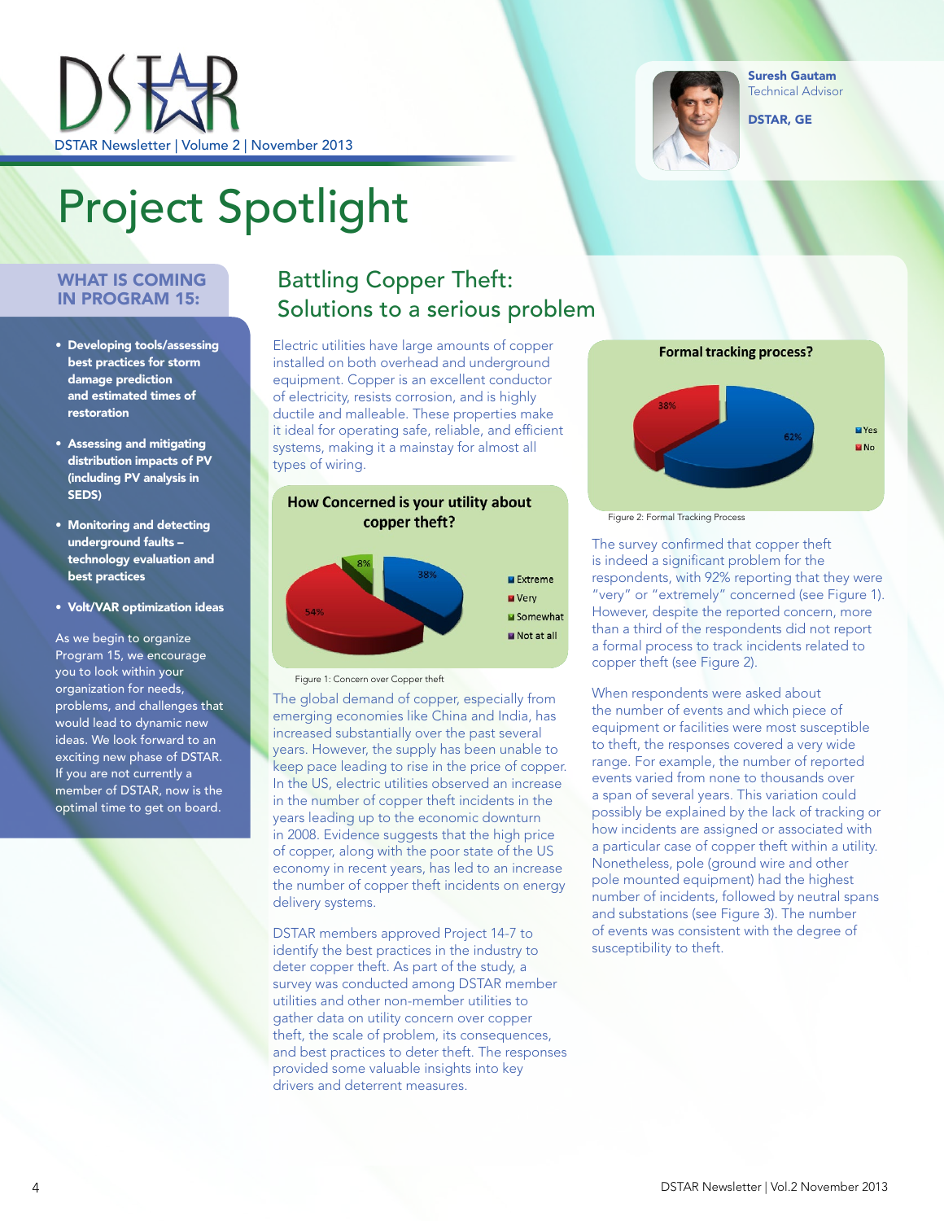# Project Spotlight

Suresh Gautam
Technical Advisor

DSTAR, GE

## WHAT IS COMING IN PROGRAM 15:

- **Developing tools/assessing best practices for storm damage prediction and estimated times of restoration**
- **Assessing and mitigating distribution impacts of PV (including PV analysis in SEDS)**
- **Monitoring and detecting underground faults – technology evaluation and best practices**
- **Volt/VAR optimization ideas**

As we begin to organize Program 15, we encourage you to look within your organization for needs, problems, and challenges that would lead to dynamic new ideas. We look forward to an exciting new phase of DSTAR. If you are not currently a member of DSTAR, now is the optimal time to get on board.

## Battling Copper Theft: Solutions to a serious problem

Electric utilities have large amounts of copper installed on both overhead and underground equipment. Copper is an excellent conductor of electricity, resists corrosion, and is highly ductile and malleable. These properties make it ideal for operating safe, reliable, and efficient systems, making it a mainstay for almost all types of wiring.

How Concerned is your utility about copper theft?

8%
38%
54%
Extreme
Very
Somewhat
Not at all

Figure 1: Concern over Copper theft

The global demand of copper, especially from emerging economies like China and India, has increased substantially over the past several years. However, the supply has been unable to keep pace leading to rise in the price of copper. In the US, electric utilities observed an increase in the number of copper theft incidents in the years leading up to the economic downturn in 2008. Evidence suggests that the high price of copper, along with the poor state of the US economy in recent years, has led to an increase the number of copper theft incidents on energy delivery systems.

DSTAR members approved Project 14-7 to identify the best practices in the industry to deter copper theft. As part of the study, a survey was conducted among DSTAR member utilities and other non-member utilities to gather data on utility concern over copper theft, the scale of problem, its consequences, and best practices to deter theft. The responses provided some valuable insights into key drivers and deterrent measures.

Formal tracking process?

38%
62%
Yes
No

Figure 2: Formal Tracking Process

The survey confirmed that copper theft is indeed a significant problem for the respondents, with 92% reporting that they were "very" or "extremely" concerned (see Figure 1). However, despite the reported concern, more than a third of the respondents did not report a formal process to track incidents related to copper theft (see Figure 2).

When respondents were asked about the number of events and which piece of equipment or facilities were most susceptible to theft, the responses covered a very wide range. For example, the number of reported events varied from none to thousands over a span of several years. This variation could possibly be explained by the lack of tracking or how incidents are assigned or associated with a particular case of copper theft within a utility. Nonetheless, pole (ground wire and other pole mounted equipment) had the highest number of incidents, followed by neutral spans and substations (see Figure 3). The number of events was consistent with the degree of susceptibility to theft.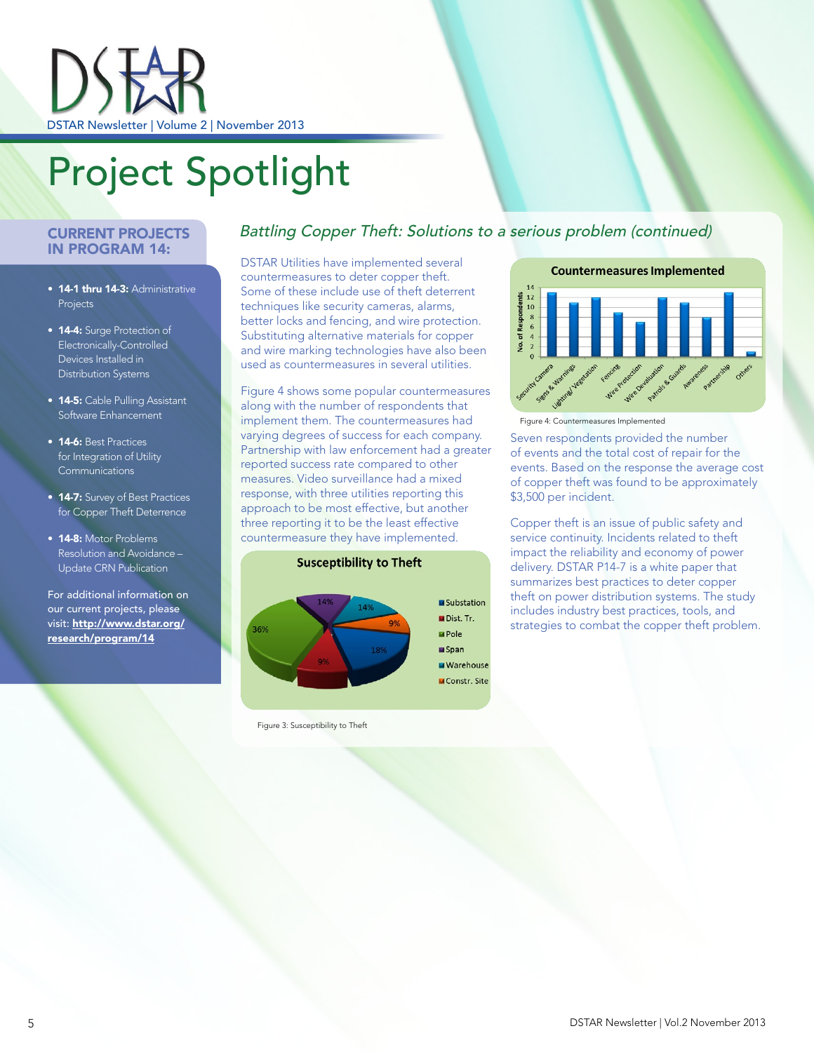# Project Spotlight

## CURRENT PROJECTS IN PROGRAM 14:

- **14-1 thru 14-3:** Administrative Projects
- **14-4:** Surge Protection of Electronically-Controlled Devices Installed in Distribution Systems
- **14-5:** Cable Pulling Assistant Software Enhancement
- **14-6:** Best Practices for Integration of Utility Communications
- **14-7:** Survey of Best Practices for Copper Theft Deterrence
- **14-8:** Motor Problems Resolution and Avoidance – Update CRN Publication

For additional information on our current projects, please visit: **http://www.dstar.org/research/program/14**

## *Battling Copper Theft: Solutions to a serious problem (continued)*

DSTAR Utilities have implemented several countermeasures to deter copper theft. Some of these include use of theft deterrent techniques like security cameras, alarms, better locks and fencing, and wire protection. Substituting alternative materials for copper and wire marking technologies have also been used as countermeasures in several utilities.

Figure 4 shows some popular countermeasures along with the number of respondents that implement them. The countermeasures had varying degrees of success for each company. Partnership with law enforcement had a greater reported success rate compared to other measures. Video surveillance had a mixed response, with three utilities reporting this approach to be most effective, but another three reporting it to be the least effective countermeasure they have implemented.

Susceptibility to Theft

14%
14%
9%
36%
18%
9%

Substation
Dist. Tr.
Pole
Span
Warehouse
Constr. Site

Figure 3: Susceptibility to Theft

Countermeasures Implemented

No. of Respondents
0
2
4
6
8
10
12
14

Security Camera
Signs & Warnings
Lighting/ Vegetation
Fencing
Wire Protection
Wire Devaluation
Patrols & Guards
Awareness
Partnership
Others

Figure 4: Countermeasures Implemented

Seven respondents provided the number of events and the total cost of repair for the events. Based on the response the average cost of copper theft was found to be approximately $3,500 per incident.

Copper theft is an issue of public safety and service continuity. Incidents related to theft impact the reliability and economy of power delivery. DSTAR P14-7 is a white paper that summarizes best practices to deter copper theft on power distribution systems. The study includes industry best practices, tools, and strategies to combat the copper theft problem.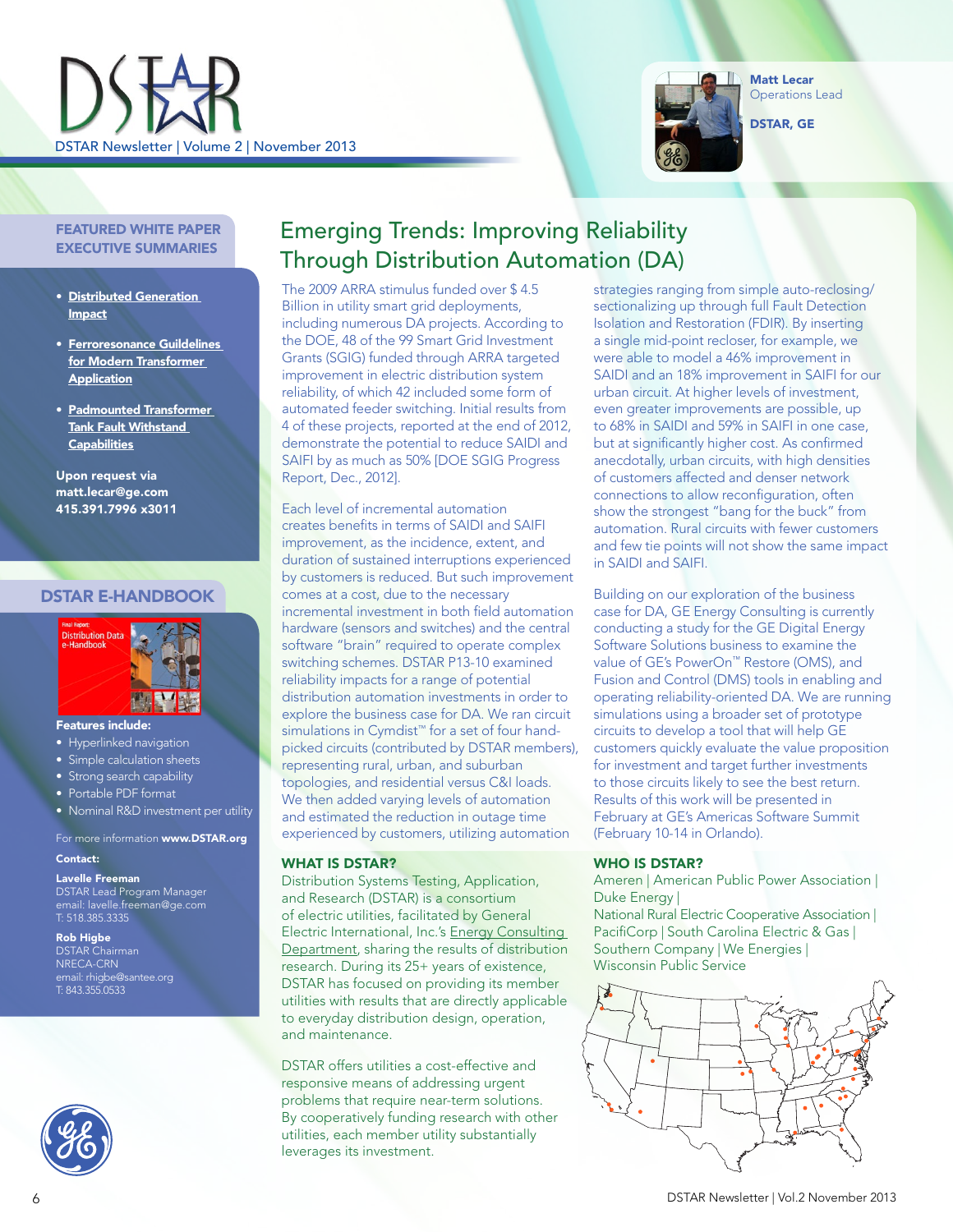# DSTAR

DSTAR Newsletter | Volume 2 | November 2013

**Matt Lecar**
Operations Lead

**DSTAR, GE**

## FEATURED WHITE PAPER EXECUTIVE SUMMARIES

- Distributed Generation Impact
- Ferroresonance Guildelines for Modern Transformer Application
- Padmounted Transformer Tank Fault Withstand Capabilities

**Upon request via matt.lecar@ge.com 415.391.7996 x3011**

## DSTAR E-HANDBOOK

**Features include:**

- Hyperlinked navigation
- Simple calculation sheets
- Strong search capability
- Portable PDF format
- Nominal R&D investment per utility

For more information **www.DSTAR.org**

**Contact:**

**Lavelle Freeman**
DSTAR Lead Program Manager
email: lavelle.freeman@ge.com
T: 518.385.3335

**Rob Higbe**
DSTAR Chairman
NRECA-CRN
email: rhigbe@santee.org
T: 843.355.0533

# Emerging Trends: Improving Reliability Through Distribution Automation (DA)

The 2009 ARRA stimulus funded over $ 4.5 Billion in utility smart grid deployments, including numerous DA projects. According to the DOE, 48 of the 99 Smart Grid Investment Grants (SGIG) funded through ARRA targeted improvement in electric distribution system reliability, of which 42 included some form of automated feeder switching. Initial results from 4 of these projects, reported at the end of 2012, demonstrate the potential to reduce SAIDI and SAIFI by as much as 50% [DOE SGIG Progress Report, Dec., 2012].

Each level of incremental automation creates benefits in terms of SAIDI and SAIFI improvement, as the incidence, extent, and duration of sustained interruptions experienced by customers is reduced. But such improvement comes at a cost, due to the necessary incremental investment in both field automation hardware (sensors and switches) and the central software "brain" required to operate complex switching schemes. DSTAR P13-10 examined reliability impacts for a range of potential distribution automation investments in order to explore the business case for DA. We ran circuit simulations in Cymdist™ for a set of four hand-picked circuits (contributed by DSTAR members), representing rural, urban, and suburban topologies, and residential versus C&I loads. We then added varying levels of automation and estimated the reduction in outage time experienced by customers, utilizing automation strategies ranging from simple auto-reclosing/sectionalizing up through full Fault Detection Isolation and Restoration (FDIR). By inserting a single mid-point recloser, for example, we were able to model a 46% improvement in SAIDI and an 18% improvement in SAIFI for our urban circuit. At higher levels of investment, even greater improvements are possible, up to 68% in SAIDI and 59% in SAIFI in one case, but at significantly higher cost. As confirmed anecdotally, urban circuits, with high densities of customers affected and denser network connections to allow reconfiguration, often show the strongest "bang for the buck" from automation. Rural circuits with fewer customers and few tie points will not show the same impact in SAIDI and SAIFI.

Building on our exploration of the business case for DA, GE Energy Consulting is currently conducting a study for the GE Digital Energy Software Solutions business to examine the value of GE's PowerOn™ Restore (OMS), and Fusion and Control (DMS) tools in enabling and operating reliability-oriented DA. We are running simulations using a broader set of prototype circuits to develop a tool that will help GE customers quickly evaluate the value proposition for investment and target further investments to those circuits likely to see the best return. Results of this work will be presented in February at GE's Americas Software Summit (February 10-14 in Orlando).

### WHAT IS DSTAR?

Distribution Systems Testing, Application, and Research (DSTAR) is a consortium of electric utilities, facilitated by General Electric International, Inc.'s Energy Consulting Department, sharing the results of distribution research. During its 25+ years of existence, DSTAR has focused on providing its member utilities with results that are directly applicable to everyday distribution design, operation, and maintenance.

DSTAR offers utilities a cost-effective and responsive means of addressing urgent problems that require near-term solutions. By cooperatively funding research with other utilities, each member utility substantially leverages its investment.

### WHO IS DSTAR?

Ameren | American Public Power Association | Duke Energy | National Rural Electric Cooperative Association | PacifiCorp | South Carolina Electric & Gas | Southern Company | We Energies | Wisconsin Public Service